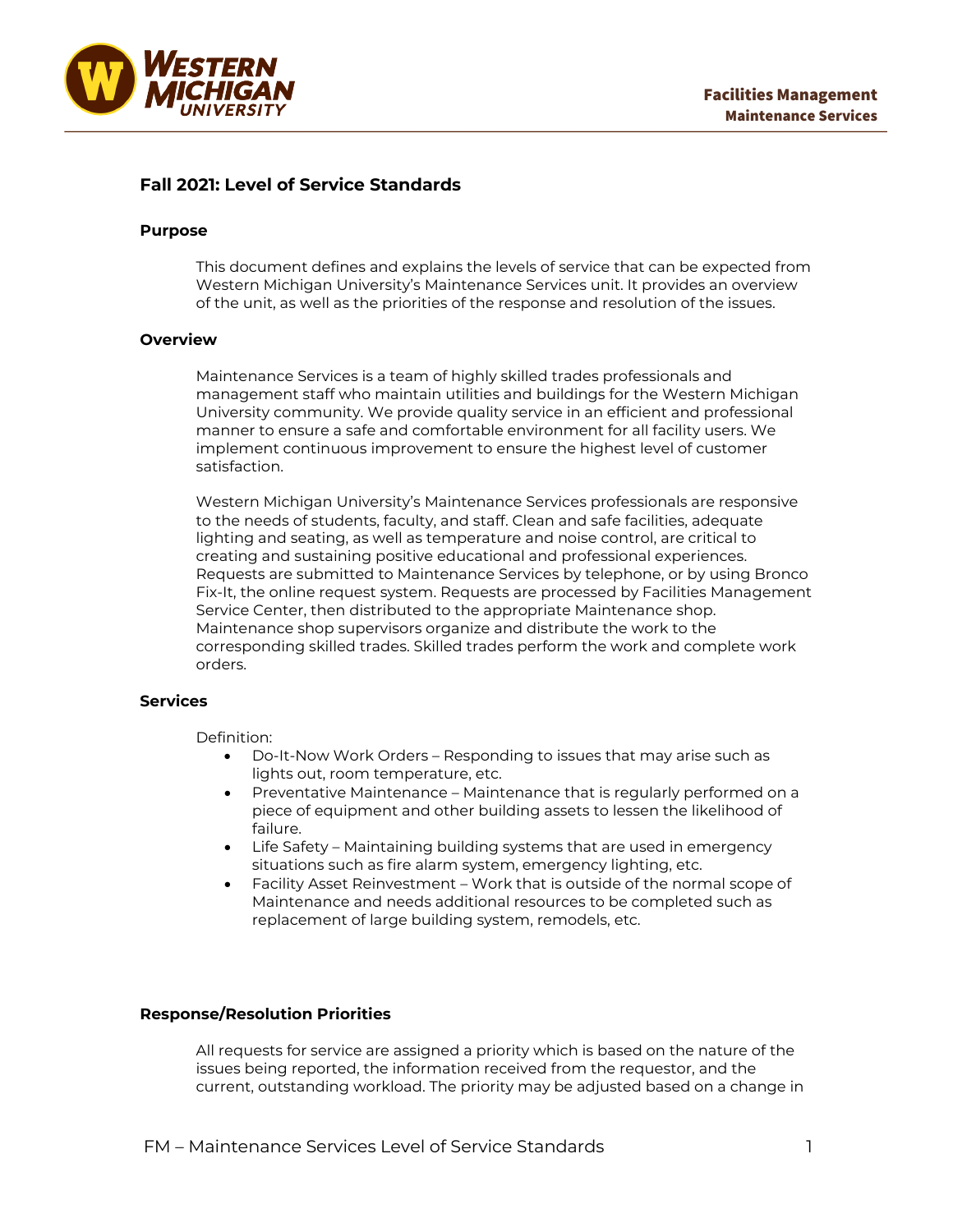Facilities Management
Maintenance Services

# Fall 2021: Level of Service Standards

## Purpose

This document defines and explains the levels of service that can be expected from Western Michigan University's Maintenance Services unit. It provides an overview of the unit, as well as the priorities of the response and resolution of the issues.

## Overview

Maintenance Services is a team of highly skilled trades professionals and management staff who maintain utilities and buildings for the Western Michigan University community. We provide quality service in an efficient and professional manner to ensure a safe and comfortable environment for all facility users. We implement continuous improvement to ensure the highest level of customer satisfaction.

Western Michigan University's Maintenance Services professionals are responsive to the needs of students, faculty, and staff. Clean and safe facilities, adequate lighting and seating, as well as temperature and noise control, are critical to creating and sustaining positive educational and professional experiences. Requests are submitted to Maintenance Services by telephone, or by using Bronco Fix-It, the online request system. Requests are processed by Facilities Management Service Center, then distributed to the appropriate Maintenance shop. Maintenance shop supervisors organize and distribute the work to the corresponding skilled trades. Skilled trades perform the work and complete work orders.

## Services

Definition:

- Do-It-Now Work Orders – Responding to issues that may arise such as lights out, room temperature, etc.
- Preventative Maintenance – Maintenance that is regularly performed on a piece of equipment and other building assets to lessen the likelihood of failure.
- Life Safety – Maintaining building systems that are used in emergency situations such as fire alarm system, emergency lighting, etc.
- Facility Asset Reinvestment – Work that is outside of the normal scope of Maintenance and needs additional resources to be completed such as replacement of large building system, remodels, etc.

## Response/Resolution Priorities

All requests for service are assigned a priority which is based on the nature of the issues being reported, the information received from the requestor, and the current, outstanding workload. The priority may be adjusted based on a change in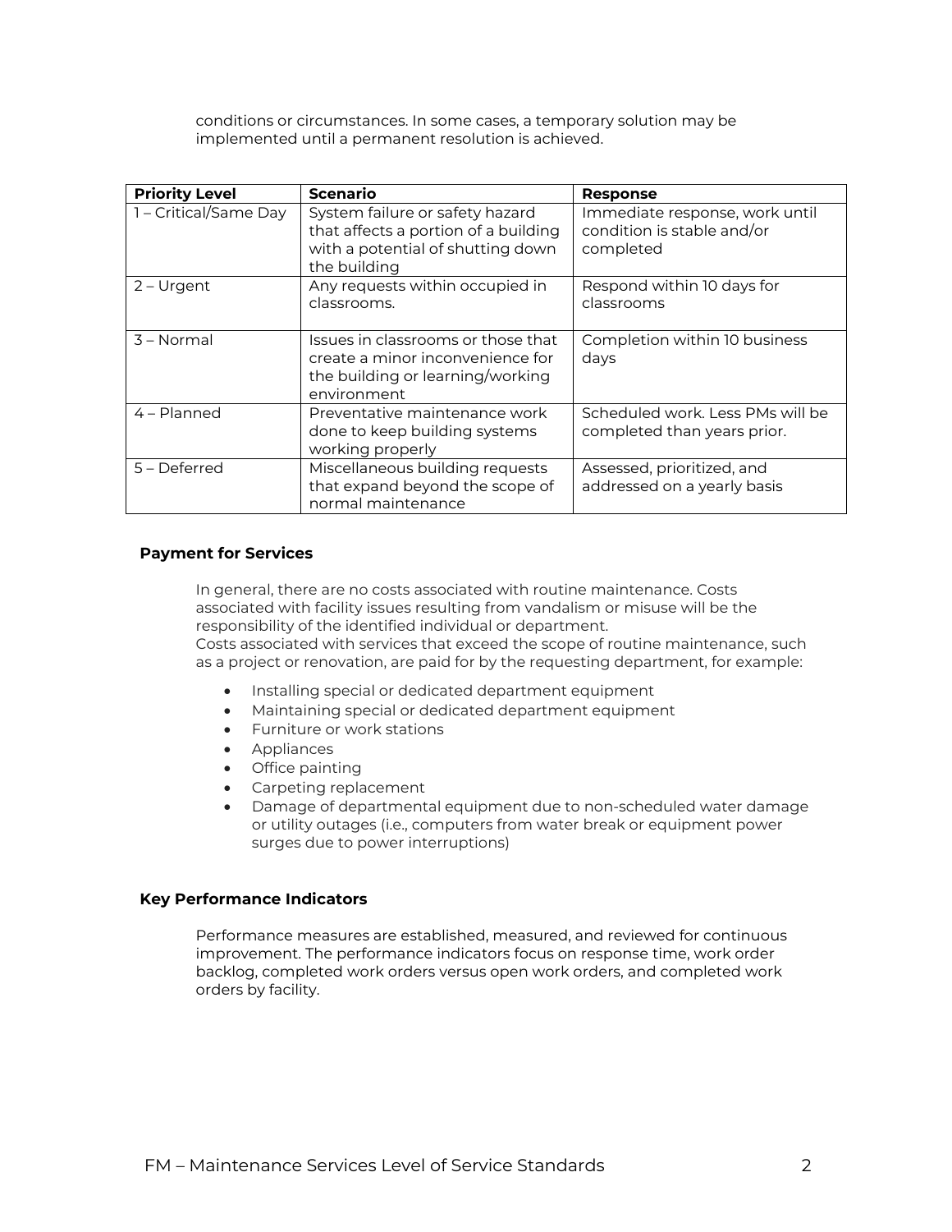conditions or circumstances. In some cases, a temporary solution may be implemented until a permanent resolution is achieved.

| Priority Level | Scenario | Response |
|---|---|---|
| 1 – Critical/Same Day | System failure or safety hazard that affects a portion of a building with a potential of shutting down the building | Immediate response, work until condition is stable and/or completed |
| 2 – Urgent | Any requests within occupied in classrooms. | Respond within 10 days for classrooms |
| 3 – Normal | Issues in classrooms or those that create a minor inconvenience for the building or learning/working environment | Completion within 10 business days |
| 4 – Planned | Preventative maintenance work done to keep building systems working properly | Scheduled work. Less PMs will be completed than years prior. |
| 5 – Deferred | Miscellaneous building requests that expand beyond the scope of normal maintenance | Assessed, prioritized, and addressed on a yearly basis |

**Payment for Services**

In general, there are no costs associated with routine maintenance. Costs associated with facility issues resulting from vandalism or misuse will be the responsibility of the identified individual or department.
Costs associated with services that exceed the scope of routine maintenance, such as a project or renovation, are paid for by the requesting department, for example:

- Installing special or dedicated department equipment
- Maintaining special or dedicated department equipment
- Furniture or work stations
- Appliances
- Office painting
- Carpeting replacement
- Damage of departmental equipment due to non-scheduled water damage or utility outages (i.e., computers from water break or equipment power surges due to power interruptions)

**Key Performance Indicators**

Performance measures are established, measured, and reviewed for continuous improvement. The performance indicators focus on response time, work order backlog, completed work orders versus open work orders, and completed work orders by facility.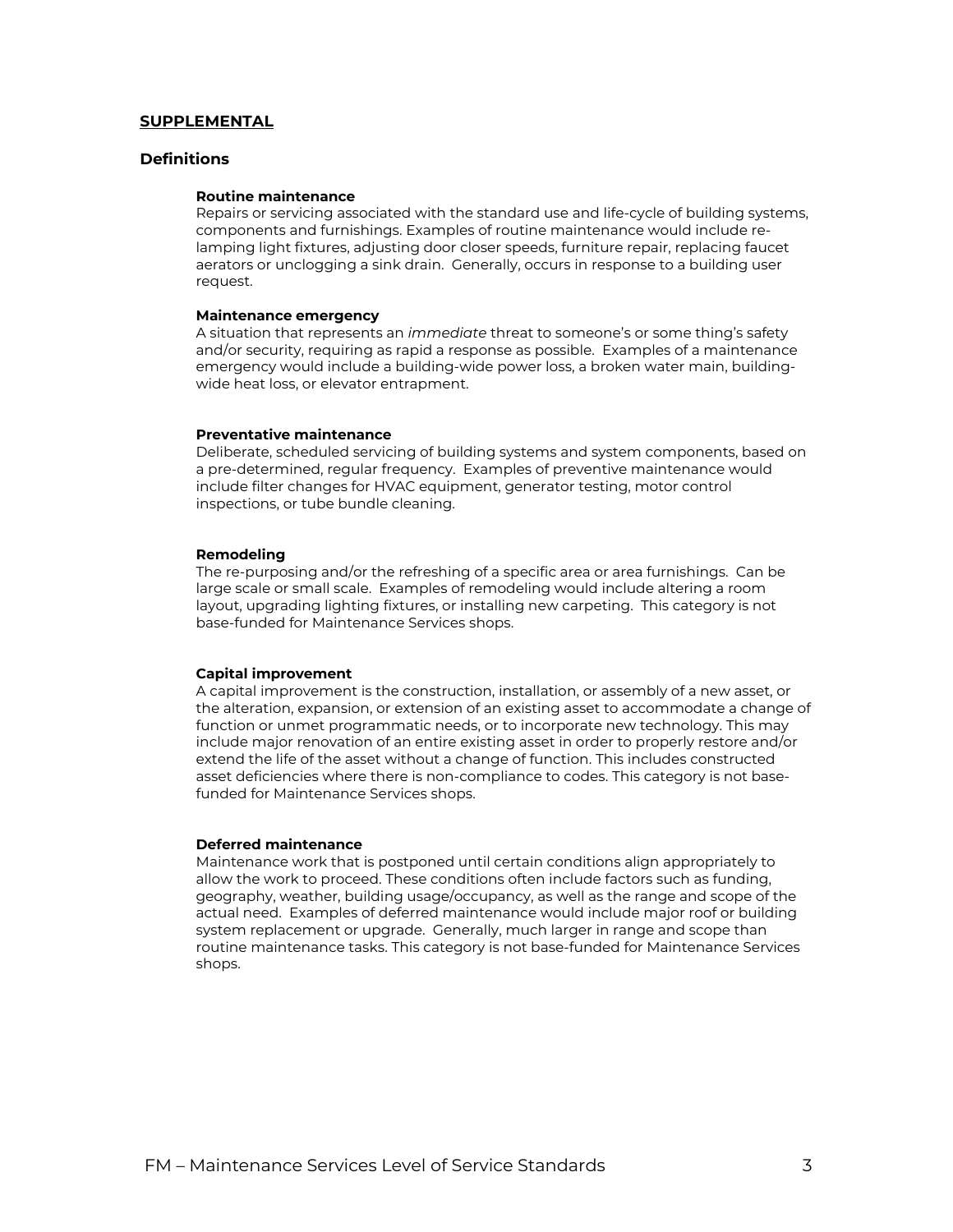## SUPPLEMENTAL

### Definitions

**Routine maintenance**
Repairs or servicing associated with the standard use and life-cycle of building systems, components and furnishings. Examples of routine maintenance would include re-lamping light fixtures, adjusting door closer speeds, furniture repair, replacing faucet aerators or unclogging a sink drain. Generally, occurs in response to a building user request.

**Maintenance emergency**
A situation that represents an *immediate* threat to someone's or some thing's safety and/or security, requiring as rapid a response as possible. Examples of a maintenance emergency would include a building-wide power loss, a broken water main, building-wide heat loss, or elevator entrapment.

**Preventative maintenance**
Deliberate, scheduled servicing of building systems and system components, based on a pre-determined, regular frequency. Examples of preventive maintenance would include filter changes for HVAC equipment, generator testing, motor control inspections, or tube bundle cleaning.

**Remodeling**
The re-purposing and/or the refreshing of a specific area or area furnishings. Can be large scale or small scale. Examples of remodeling would include altering a room layout, upgrading lighting fixtures, or installing new carpeting. This category is not base-funded for Maintenance Services shops.

**Capital improvement**
A capital improvement is the construction, installation, or assembly of a new asset, or the alteration, expansion, or extension of an existing asset to accommodate a change of function or unmet programmatic needs, or to incorporate new technology. This may include major renovation of an entire existing asset in order to properly restore and/or extend the life of the asset without a change of function. This includes constructed asset deficiencies where there is non-compliance to codes. This category is not base-funded for Maintenance Services shops.

**Deferred maintenance**
Maintenance work that is postponed until certain conditions align appropriately to allow the work to proceed. These conditions often include factors such as funding, geography, weather, building usage/occupancy, as well as the range and scope of the actual need. Examples of deferred maintenance would include major roof or building system replacement or upgrade. Generally, much larger in range and scope than routine maintenance tasks. This category is not base-funded for Maintenance Services shops.